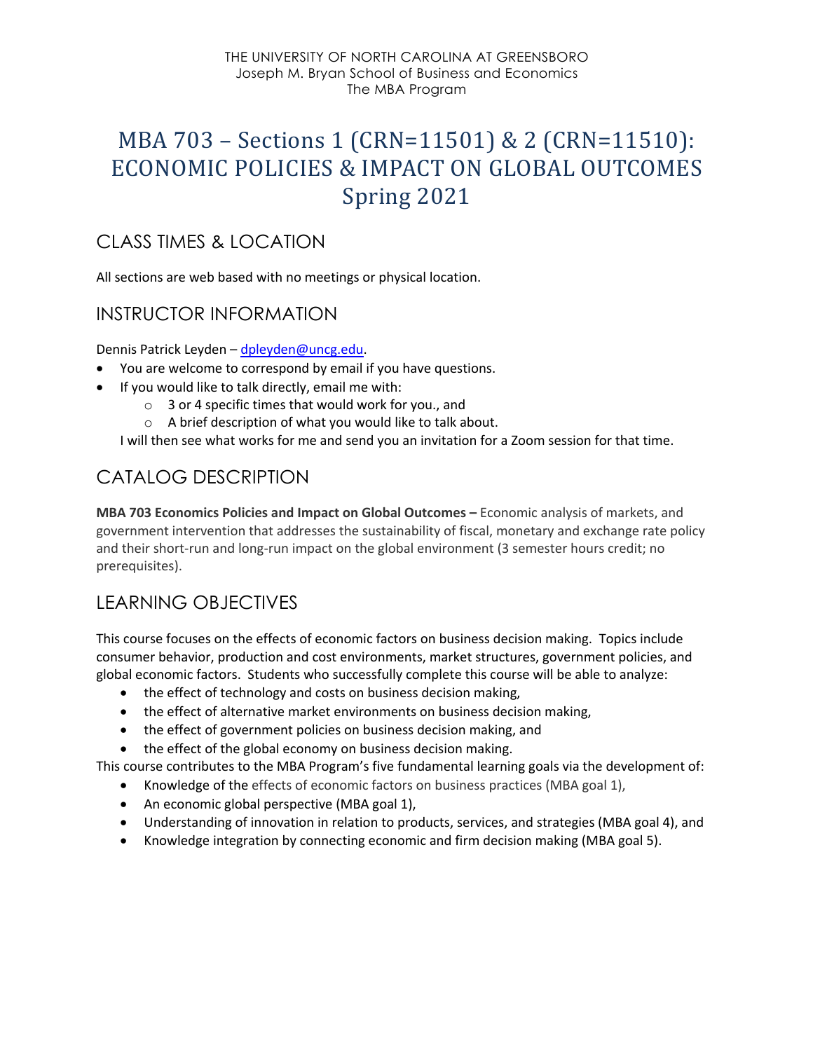THE UNIVERSITY OF NORTH CAROLINA AT GREENSBORO
Joseph M. Bryan School of Business and Economics
The MBA Program

# MBA 703 – Sections 1 (CRN=11501) & 2 (CRN=11510): ECONOMIC POLICIES & IMPACT ON GLOBAL OUTCOMES Spring 2021

## CLASS TIMES & LOCATION

All sections are web based with no meetings or physical location.

## INSTRUCTOR INFORMATION

Dennis Patrick Leyden – dpleyden@uncg.edu.

- You are welcome to correspond by email if you have questions.
- If you would like to talk directly, email me with:
  - 3 or 4 specific times that would work for you., and
  - A brief description of what you would like to talk about.

I will then see what works for me and send you an invitation for a Zoom session for that time.

## CATALOG DESCRIPTION

**MBA 703 Economics Policies and Impact on Global Outcomes –** Economic analysis of markets, and government intervention that addresses the sustainability of fiscal, monetary and exchange rate policy and their short-run and long-run impact on the global environment (3 semester hours credit; no prerequisites).

## LEARNING OBJECTIVES

This course focuses on the effects of economic factors on business decision making. Topics include consumer behavior, production and cost environments, market structures, government policies, and global economic factors. Students who successfully complete this course will be able to analyze:

- the effect of technology and costs on business decision making,
- the effect of alternative market environments on business decision making,
- the effect of government policies on business decision making, and
- the effect of the global economy on business decision making.

This course contributes to the MBA Program's five fundamental learning goals via the development of:

- Knowledge of the effects of economic factors on business practices (MBA goal 1),
- An economic global perspective (MBA goal 1),
- Understanding of innovation in relation to products, services, and strategies (MBA goal 4), and
- Knowledge integration by connecting economic and firm decision making (MBA goal 5).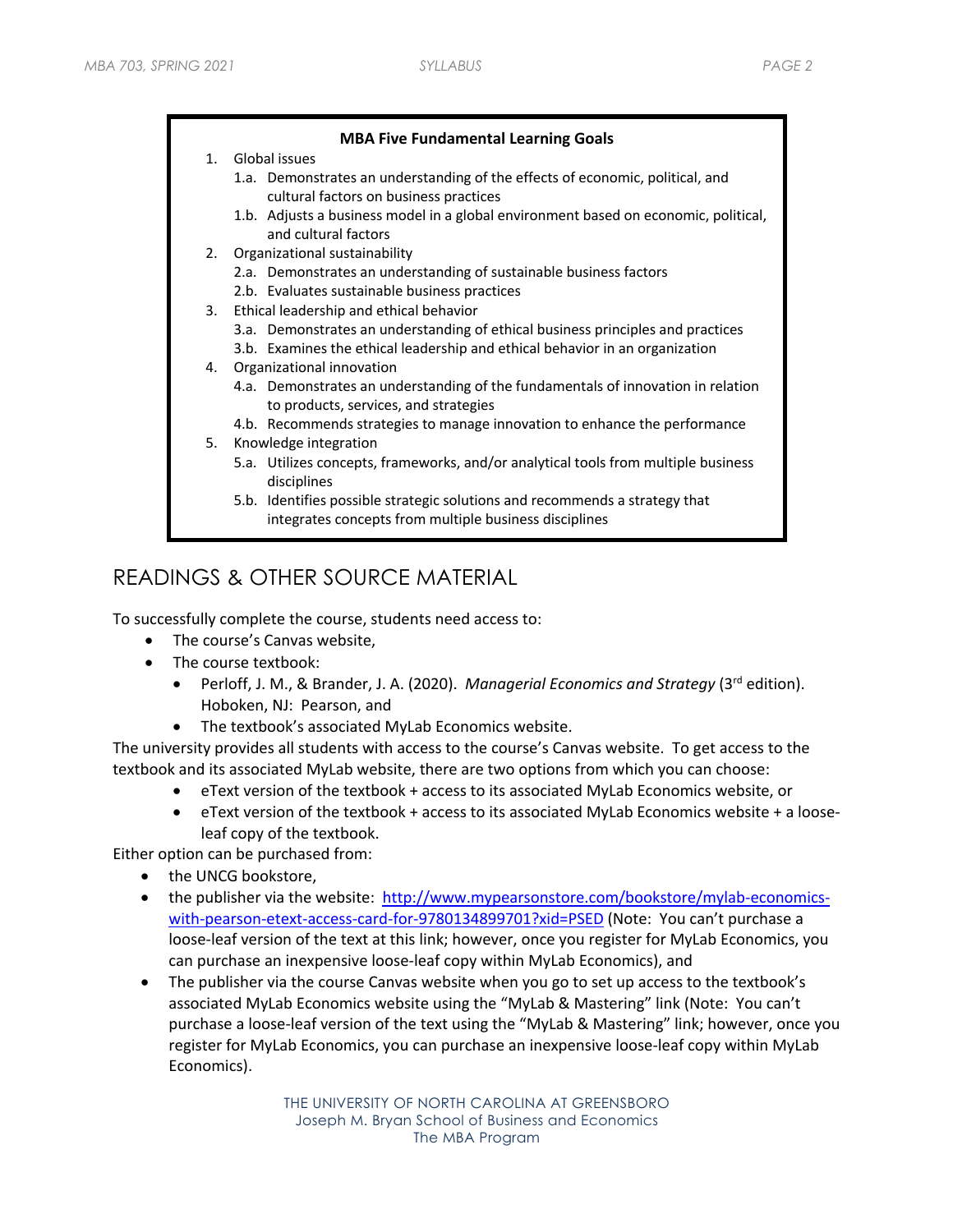**MBA Five Fundamental Learning Goals**

1. Global issues
   - 1.a. Demonstrates an understanding of the effects of economic, political, and cultural factors on business practices
   - 1.b. Adjusts a business model in a global environment based on economic, political, and cultural factors
2. Organizational sustainability
   - 2.a. Demonstrates an understanding of sustainable business factors
   - 2.b. Evaluates sustainable business practices
3. Ethical leadership and ethical behavior
   - 3.a. Demonstrates an understanding of ethical business principles and practices
   - 3.b. Examines the ethical leadership and ethical behavior in an organization
4. Organizational innovation
   - 4.a. Demonstrates an understanding of the fundamentals of innovation in relation to products, services, and strategies
   - 4.b. Recommends strategies to manage innovation to enhance the performance
5. Knowledge integration
   - 5.a. Utilizes concepts, frameworks, and/or analytical tools from multiple business disciplines
   - 5.b. Identifies possible strategic solutions and recommends a strategy that integrates concepts from multiple business disciplines

# READINGS & OTHER SOURCE MATERIAL

To successfully complete the course, students need access to:

- The course's Canvas website,
- The course textbook:
  - Perloff, J. M., & Brander, J. A. (2020). *Managerial Economics and Strategy* (3rd edition). Hoboken, NJ: Pearson, and
  - The textbook's associated MyLab Economics website.

The university provides all students with access to the course's Canvas website. To get access to the textbook and its associated MyLab website, there are two options from which you can choose:

- eText version of the textbook + access to its associated MyLab Economics website, or
- eText version of the textbook + access to its associated MyLab Economics website + a loose-leaf copy of the textbook.

Either option can be purchased from:

- the UNCG bookstore,
- the publisher via the website: [http://www.mypearsonstore.com/bookstore/mylab-economics-with-pearson-etext-access-card-for-9780134899701?xid=PSED](http://www.mypearsonstore.com/bookstore/mylab-economics-with-pearson-etext-access-card-for-9780134899701?xid=PSED) (Note: You can't purchase a loose-leaf version of the text at this link; however, once you register for MyLab Economics, you can purchase an inexpensive loose-leaf copy within MyLab Economics), and
- The publisher via the course Canvas website when you go to set up access to the textbook's associated MyLab Economics website using the "MyLab & Mastering" link (Note: You can't purchase a loose-leaf version of the text using the "MyLab & Mastering" link; however, once you register for MyLab Economics, you can purchase an inexpensive loose-leaf copy within MyLab Economics).

THE UNIVERSITY OF NORTH CAROLINA AT GREENSBORO
Joseph M. Bryan School of Business and Economics
The MBA Program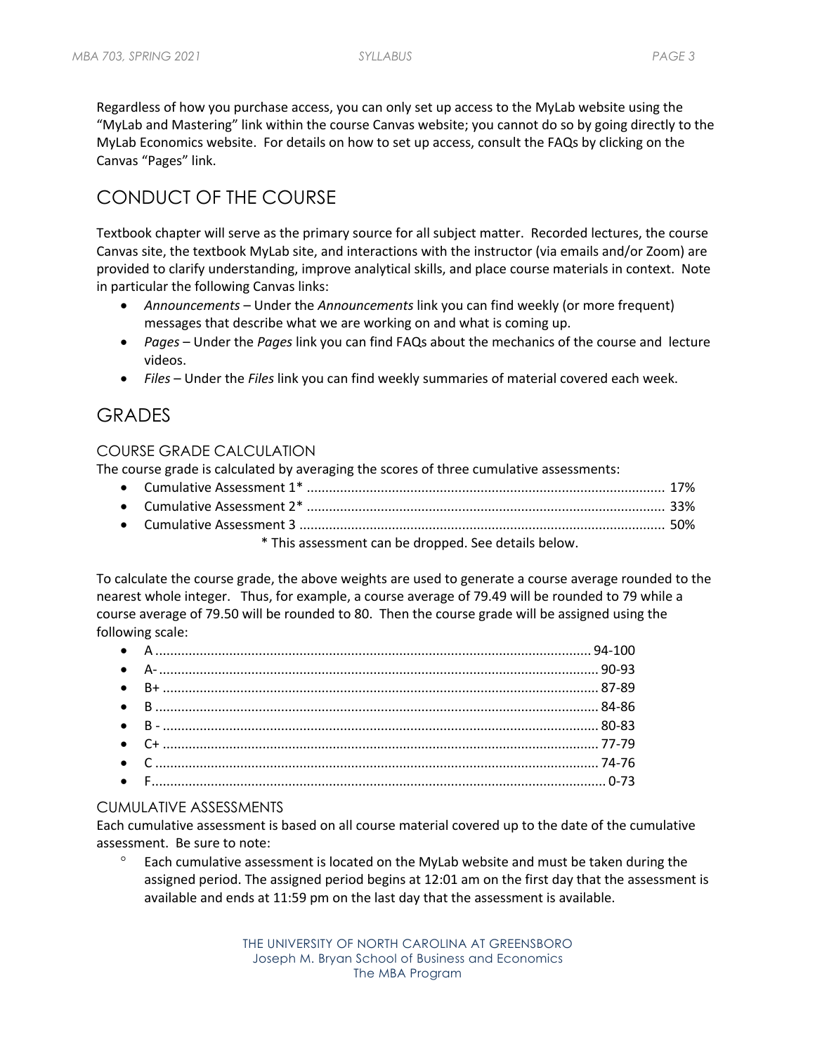Regardless of how you purchase access, you can only set up access to the MyLab website using the "MyLab and Mastering" link within the course Canvas website; you cannot do so by going directly to the MyLab Economics website. For details on how to set up access, consult the FAQs by clicking on the Canvas "Pages" link.

## CONDUCT OF THE COURSE

Textbook chapter will serve as the primary source for all subject matter. Recorded lectures, the course Canvas site, the textbook MyLab site, and interactions with the instructor (via emails and/or Zoom) are provided to clarify understanding, improve analytical skills, and place course materials in context. Note in particular the following Canvas links:

- *Announcements* – Under the *Announcements* link you can find weekly (or more frequent) messages that describe what we are working on and what is coming up.
- *Pages* – Under the *Pages* link you can find FAQs about the mechanics of the course and lecture videos.
- *Files* – Under the *Files* link you can find weekly summaries of material covered each week.

## GRADES

### COURSE GRADE CALCULATION

The course grade is calculated by averaging the scores of three cumulative assessments:

- Cumulative Assessment 1* .................................................. 17%
- Cumulative Assessment 2* .................................................. 33%
- Cumulative Assessment 3 .................................................. 50%

\* This assessment can be dropped. See details below.

To calculate the course grade, the above weights are used to generate a course average rounded to the nearest whole integer. Thus, for example, a course average of 79.49 will be rounded to 79 while a course average of 79.50 will be rounded to 80. Then the course grade will be assigned using the following scale:

- A .................................................. 94-100
- A- .................................................. 90-93
- B+ .................................................. 87-89
- B .................................................. 84-86
- B - .................................................. 80-83
- C+ .................................................. 77-79
- C .................................................. 74-76
- F .................................................. 0-73

### CUMULATIVE ASSESSMENTS

Each cumulative assessment is based on all course material covered up to the date of the cumulative assessment. Be sure to note:

- Each cumulative assessment is located on the MyLab website and must be taken during the assigned period. The assigned period begins at 12:01 am on the first day that the assessment is available and ends at 11:59 pm on the last day that the assessment is available.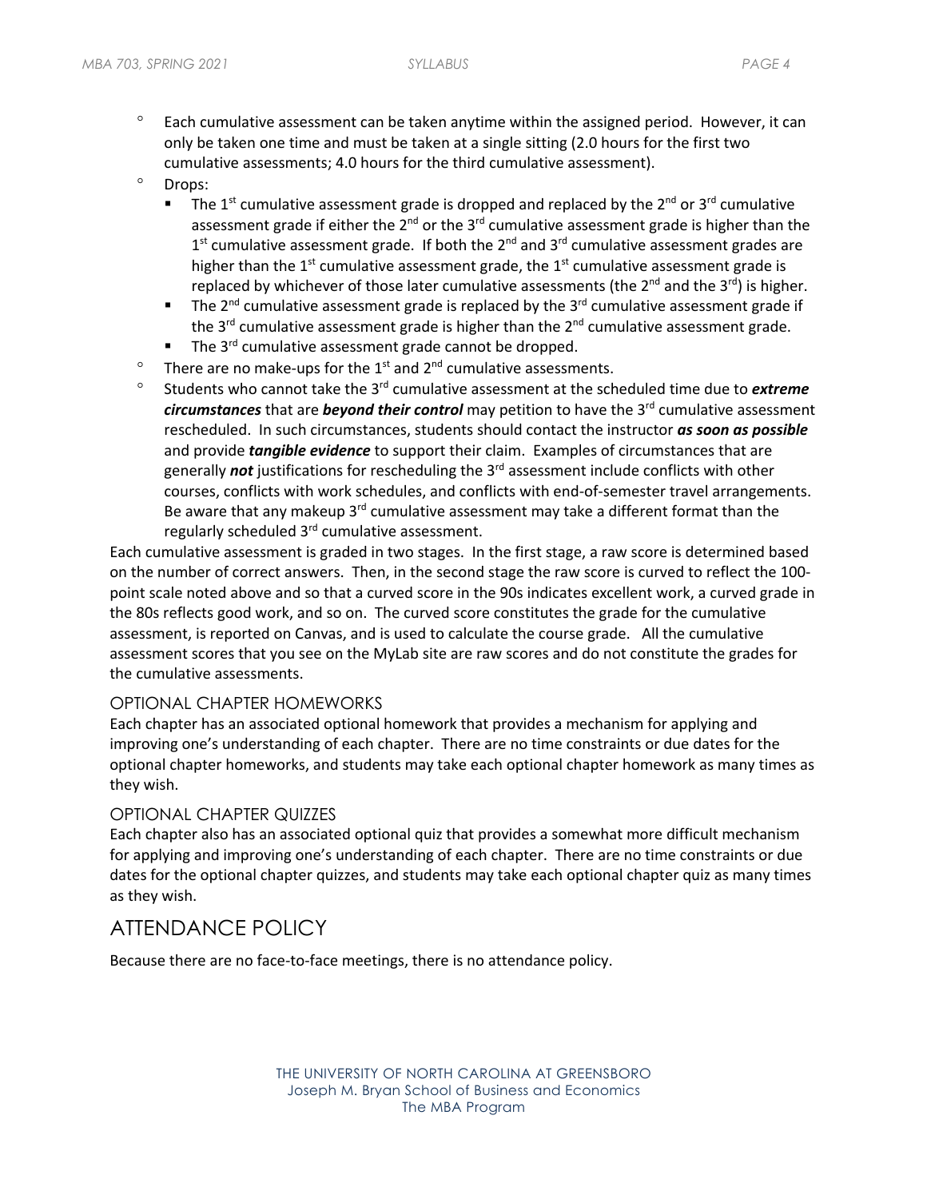- Each cumulative assessment can be taken anytime within the assigned period. However, it can only be taken one time and must be taken at a single sitting (2.0 hours for the first two cumulative assessments; 4.0 hours for the third cumulative assessment).
- Drops:
  - The 1st cumulative assessment grade is dropped and replaced by the 2nd or 3rd cumulative assessment grade if either the 2nd or the 3rd cumulative assessment grade is higher than the 1st cumulative assessment grade. If both the 2nd and 3rd cumulative assessment grades are higher than the 1st cumulative assessment grade, the 1st cumulative assessment grade is replaced by whichever of those later cumulative assessments (the 2nd and the 3rd) is higher.
  - The 2nd cumulative assessment grade is replaced by the 3rd cumulative assessment grade if the 3rd cumulative assessment grade is higher than the 2nd cumulative assessment grade.
  - The 3rd cumulative assessment grade cannot be dropped.
- There are no make-ups for the 1st and 2nd cumulative assessments.
- Students who cannot take the 3rd cumulative assessment at the scheduled time due to ***extreme circumstances*** that are ***beyond their control*** may petition to have the 3rd cumulative assessment rescheduled. In such circumstances, students should contact the instructor ***as soon as possible*** and provide ***tangible evidence*** to support their claim. Examples of circumstances that are generally ***not*** justifications for rescheduling the 3rd assessment include conflicts with other courses, conflicts with work schedules, and conflicts with end-of-semester travel arrangements. Be aware that any makeup 3rd cumulative assessment may take a different format than the regularly scheduled 3rd cumulative assessment.

Each cumulative assessment is graded in two stages. In the first stage, a raw score is determined based on the number of correct answers. Then, in the second stage the raw score is curved to reflect the 100-point scale noted above and so that a curved score in the 90s indicates excellent work, a curved grade in the 80s reflects good work, and so on. The curved score constitutes the grade for the cumulative assessment, is reported on Canvas, and is used to calculate the course grade. All the cumulative assessment scores that you see on the MyLab site are raw scores and do not constitute the grades for the cumulative assessments.

### OPTIONAL CHAPTER HOMEWORKS

Each chapter has an associated optional homework that provides a mechanism for applying and improving one's understanding of each chapter. There are no time constraints or due dates for the optional chapter homeworks, and students may take each optional chapter homework as many times as they wish.

### OPTIONAL CHAPTER QUIZZES

Each chapter also has an associated optional quiz that provides a somewhat more difficult mechanism for applying and improving one's understanding of each chapter. There are no time constraints or due dates for the optional chapter quizzes, and students may take each optional chapter quiz as many times as they wish.

## ATTENDANCE POLICY

Because there are no face-to-face meetings, there is no attendance policy.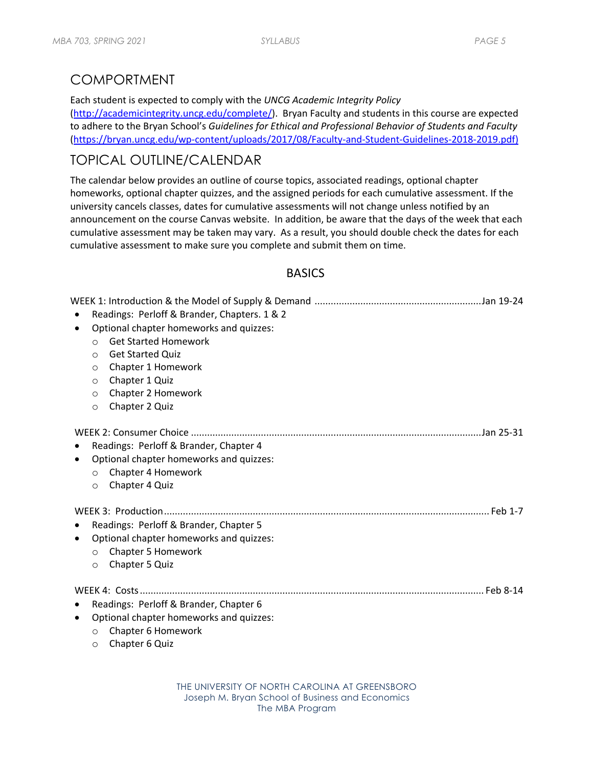## COMPORTMENT

Each student is expected to comply with the *UNCG Academic Integrity Policy* (http://academicintegrity.uncg.edu/complete/). Bryan Faculty and students in this course are expected to adhere to the Bryan School's *Guidelines for Ethical and Professional Behavior of Students and Faculty* (https://bryan.uncg.edu/wp-content/uploads/2017/08/Faculty-and-Student-Guidelines-2018-2019.pdf)

## TOPICAL OUTLINE/CALENDAR

The calendar below provides an outline of course topics, associated readings, optional chapter homeworks, optional chapter quizzes, and the assigned periods for each cumulative assessment. If the university cancels classes, dates for cumulative assessments will not change unless notified by an announcement on the course Canvas website. In addition, be aware that the days of the week that each cumulative assessment may be taken may vary. As a result, you should double check the dates for each cumulative assessment to make sure you complete and submit them on time.

### BASICS

WEEK 1: Introduction & the Model of Supply & Demand ............................................................Jan 19-24

- Readings: Perloff & Brander, Chapters. 1 & 2
- Optional chapter homeworks and quizzes:
  - Get Started Homework
  - Get Started Quiz
  - Chapter 1 Homework
  - Chapter 1 Quiz
  - Chapter 2 Homework
  - Chapter 2 Quiz

WEEK 2: Consumer Choice ..........................................................................................................Jan 25-31

- Readings: Perloff & Brander, Chapter 4
- Optional chapter homeworks and quizzes:
  - Chapter 4 Homework
  - Chapter 4 Quiz

WEEK 3: Production........................................................................................................................ Feb 1-7

- Readings: Perloff & Brander, Chapter 5
- Optional chapter homeworks and quizzes:
  - Chapter 5 Homework
  - Chapter 5 Quiz

WEEK 4: Costs.............................................................................................................................. Feb 8-14

- Readings: Perloff & Brander, Chapter 6
- Optional chapter homeworks and quizzes:
  - Chapter 6 Homework
  - Chapter 6 Quiz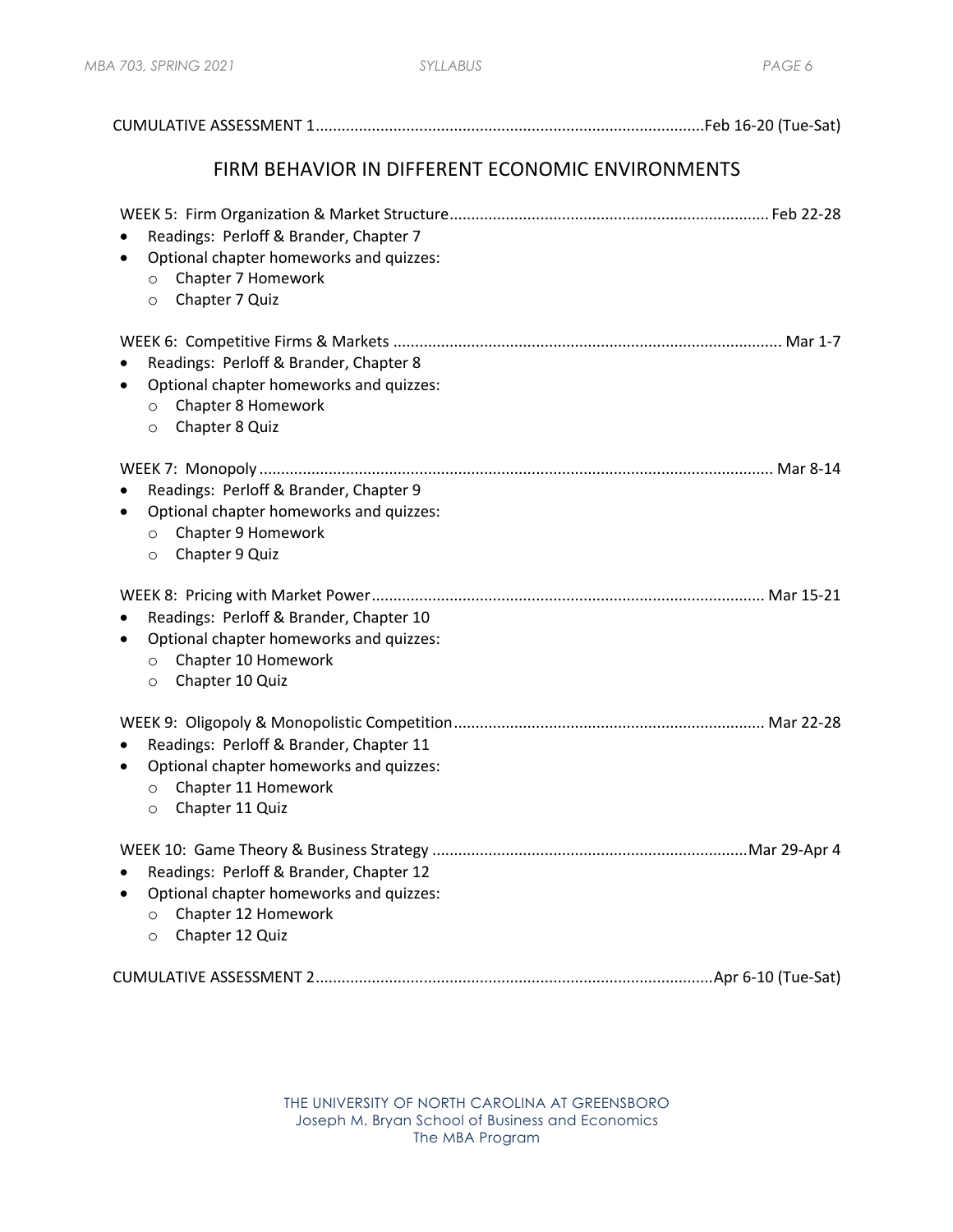CUMULATIVE ASSESSMENT 1 ........ Feb 16-20 (Tue-Sat)

## FIRM BEHAVIOR IN DIFFERENT ECONOMIC ENVIRONMENTS

WEEK 5: Firm Organization & Market Structure ........ Feb 22-28

- Readings: Perloff & Brander, Chapter 7
- Optional chapter homeworks and quizzes:
  - Chapter 7 Homework
  - Chapter 7 Quiz

WEEK 6: Competitive Firms & Markets ........ Mar 1-7

- Readings: Perloff & Brander, Chapter 8
- Optional chapter homeworks and quizzes:
  - Chapter 8 Homework
  - Chapter 8 Quiz

WEEK 7: Monopoly ........ Mar 8-14

- Readings: Perloff & Brander, Chapter 9
- Optional chapter homeworks and quizzes:
  - Chapter 9 Homework
  - Chapter 9 Quiz

WEEK 8: Pricing with Market Power ........ Mar 15-21

- Readings: Perloff & Brander, Chapter 10
- Optional chapter homeworks and quizzes:
  - Chapter 10 Homework
  - Chapter 10 Quiz

WEEK 9: Oligopoly & Monopolistic Competition ........ Mar 22-28

- Readings: Perloff & Brander, Chapter 11
- Optional chapter homeworks and quizzes:
  - Chapter 11 Homework
  - Chapter 11 Quiz

WEEK 10: Game Theory & Business Strategy ........ Mar 29-Apr 4

- Readings: Perloff & Brander, Chapter 12
- Optional chapter homeworks and quizzes:
  - Chapter 12 Homework
  - Chapter 12 Quiz

CUMULATIVE ASSESSMENT 2 ........ Apr 6-10 (Tue-Sat)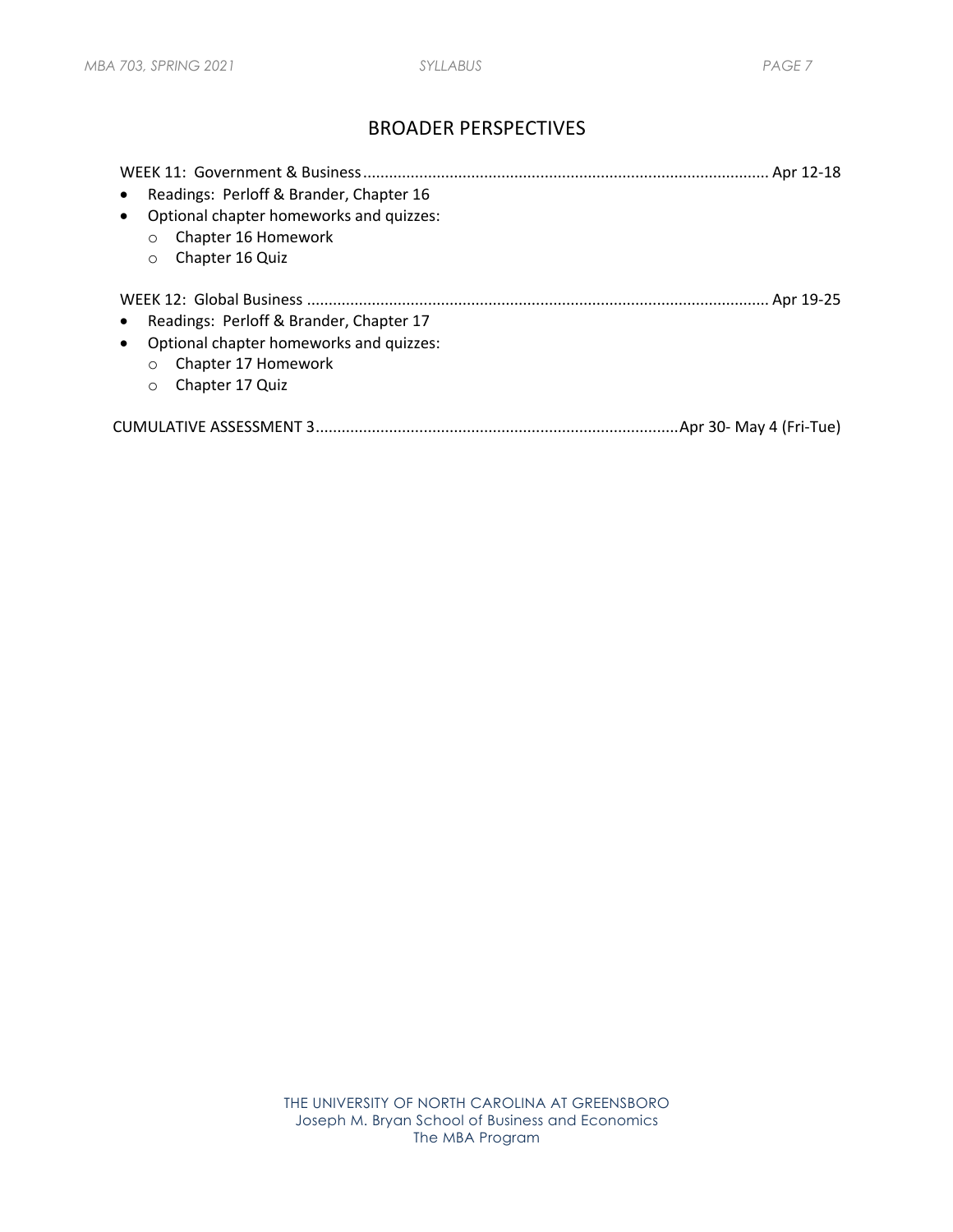## BROADER PERSPECTIVES

WEEK 11: Government & Business............................................................................................ Apr 12-18

- Readings: Perloff & Brander, Chapter 16
- Optional chapter homeworks and quizzes:
  - Chapter 16 Homework
  - Chapter 16 Quiz

WEEK 12: Global Business ......................................................................................................... Apr 19-25

- Readings: Perloff & Brander, Chapter 17
- Optional chapter homeworks and quizzes:
  - Chapter 17 Homework
  - Chapter 17 Quiz

CUMULATIVE ASSESSMENT 3...................................................................................Apr 30- May 4 (Fri-Tue)

THE UNIVERSITY OF NORTH CAROLINA AT GREENSBORO
Joseph M. Bryan School of Business and Economics
The MBA Program